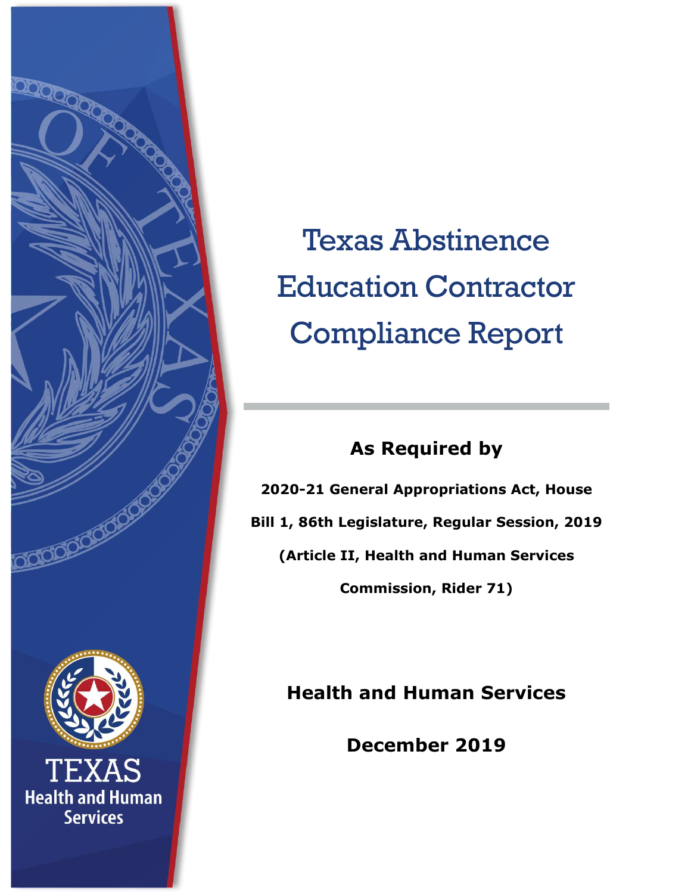# Texas Abstinence Education Contractor Compliance Report

**As Required by**

**2020-21 General Appropriations Act, House Bill 1, 86th Legislature, Regular Session, 2019 (Article II, Health and Human Services Commission, Rider 71)**

**Health and Human Services**

**December 2019**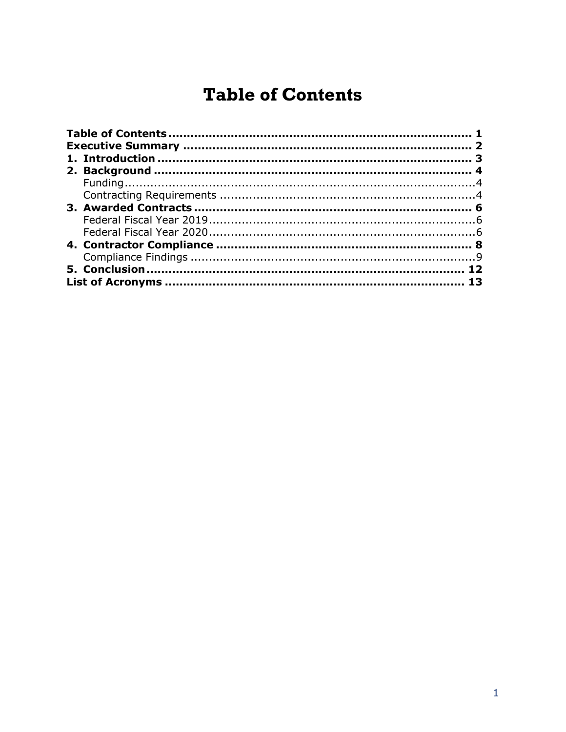# Table of Contents

**Table of Contents** .................................................................... **1**
**Executive Summary** .................................................................. **2**
**1. Introduction** ........................................................................ **3**
**2. Background** ......................................................................... **4**
  Funding.......................................................................................4
  Contracting Requirements ..........................................................4
**3. Awarded Contracts** ............................................................... **6**
  Federal Fiscal Year 2019..............................................................6
  Federal Fiscal Year 2020..............................................................6
**4. Contractor Compliance** .......................................................... **8**
  Compliance Findings ...................................................................9
**5. Conclusion** ........................................................................... **12**
**List of Acronyms** ..................................................................... **13**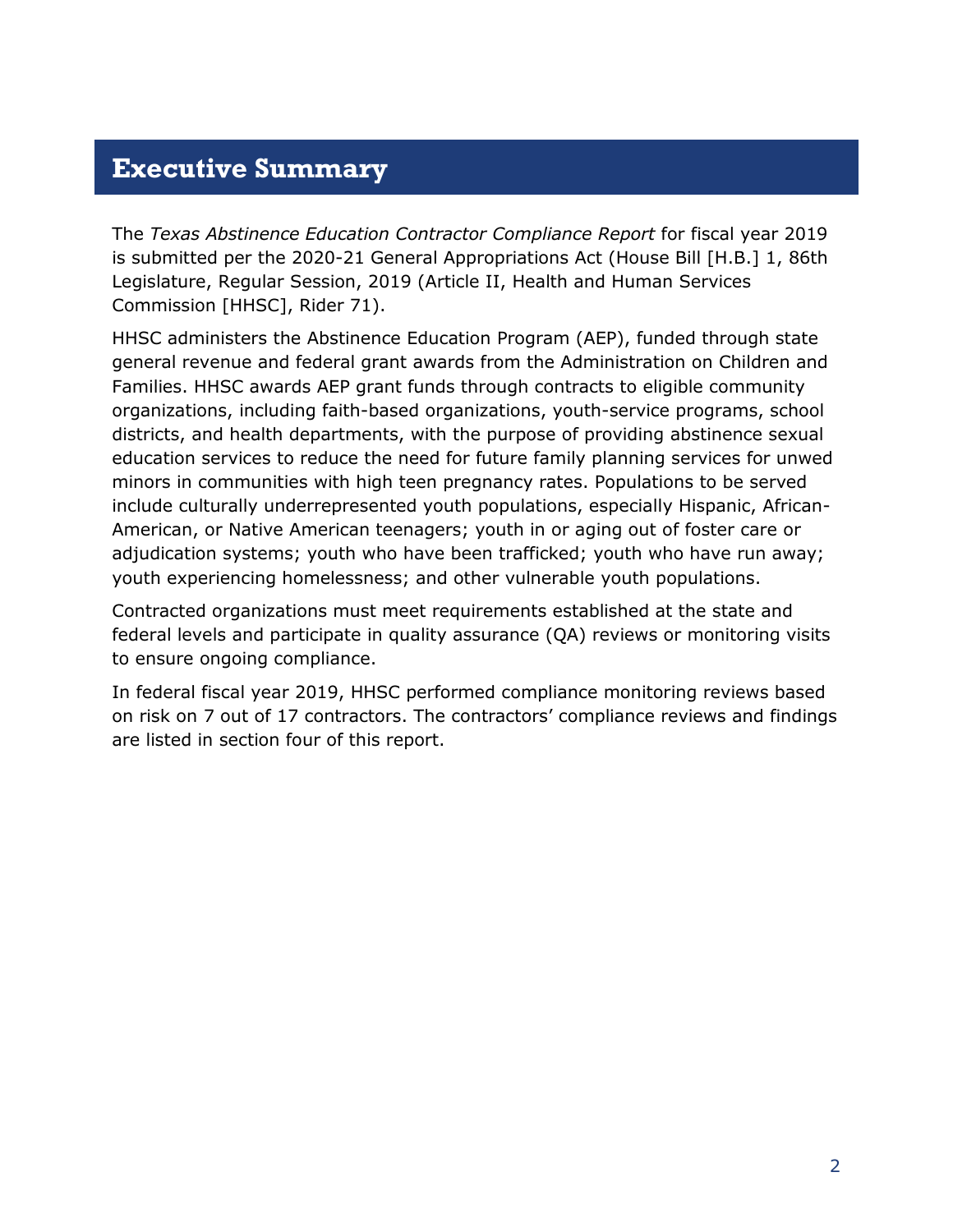# Executive Summary

The *Texas Abstinence Education Contractor Compliance Report* for fiscal year 2019 is submitted per the 2020-21 General Appropriations Act (House Bill [H.B.] 1, 86th Legislature, Regular Session, 2019 (Article II, Health and Human Services Commission [HHSC], Rider 71).

HHSC administers the Abstinence Education Program (AEP), funded through state general revenue and federal grant awards from the Administration on Children and Families. HHSC awards AEP grant funds through contracts to eligible community organizations, including faith-based organizations, youth-service programs, school districts, and health departments, with the purpose of providing abstinence sexual education services to reduce the need for future family planning services for unwed minors in communities with high teen pregnancy rates. Populations to be served include culturally underrepresented youth populations, especially Hispanic, African-American, or Native American teenagers; youth in or aging out of foster care or adjudication systems; youth who have been trafficked; youth who have run away; youth experiencing homelessness; and other vulnerable youth populations.

Contracted organizations must meet requirements established at the state and federal levels and participate in quality assurance (QA) reviews or monitoring visits to ensure ongoing compliance.

In federal fiscal year 2019, HHSC performed compliance monitoring reviews based on risk on 7 out of 17 contractors. The contractors' compliance reviews and findings are listed in section four of this report.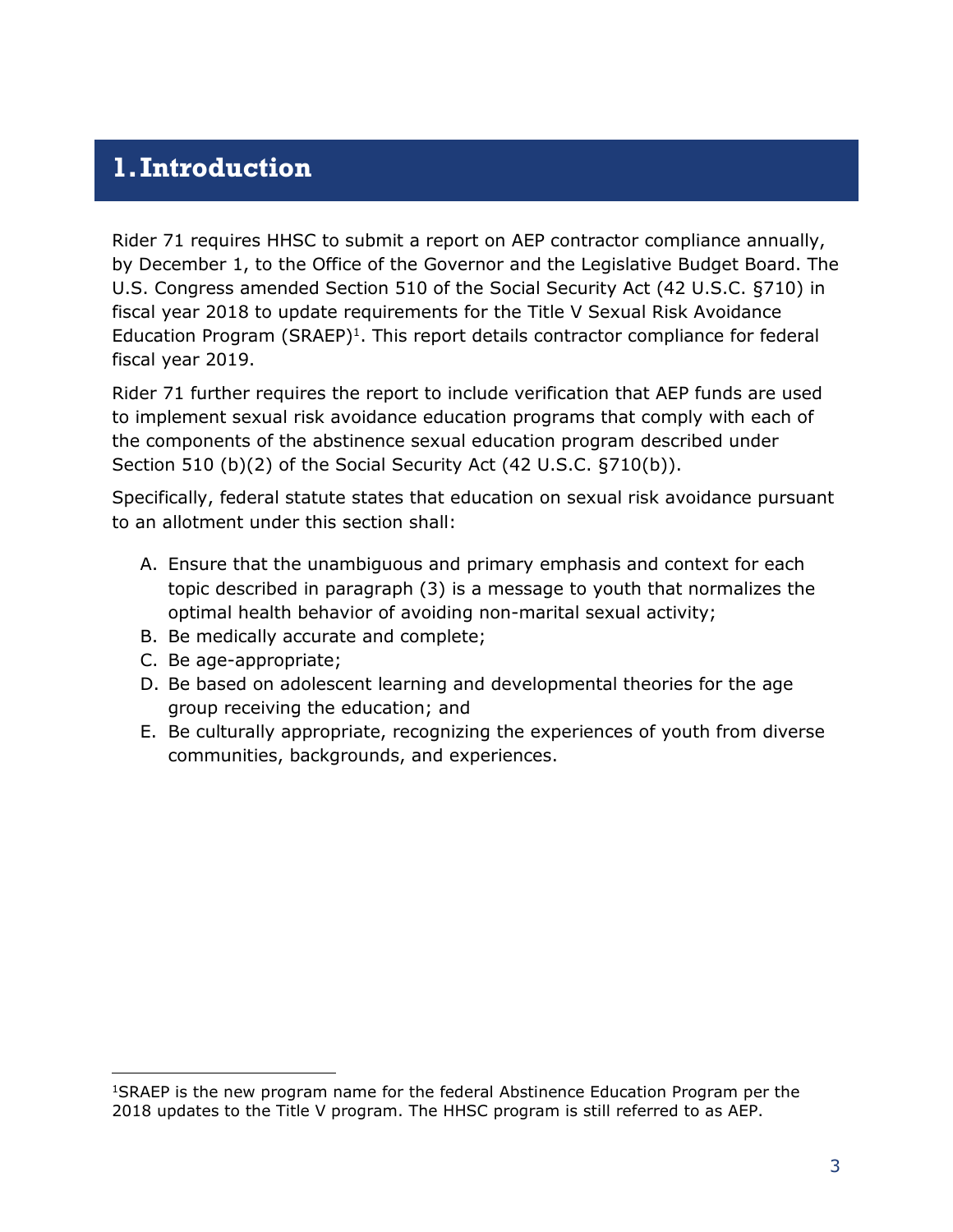# 1. Introduction

Rider 71 requires HHSC to submit a report on AEP contractor compliance annually, by December 1, to the Office of the Governor and the Legislative Budget Board. The U.S. Congress amended Section 510 of the Social Security Act (42 U.S.C. §710) in fiscal year 2018 to update requirements for the Title V Sexual Risk Avoidance Education Program (SRAEP)[1]. This report details contractor compliance for federal fiscal year 2019.

Rider 71 further requires the report to include verification that AEP funds are used to implement sexual risk avoidance education programs that comply with each of the components of the abstinence sexual education program described under Section 510 (b)(2) of the Social Security Act (42 U.S.C. §710(b)).

Specifically, federal statute states that education on sexual risk avoidance pursuant to an allotment under this section shall:

A. Ensure that the unambiguous and primary emphasis and context for each topic described in paragraph (3) is a message to youth that normalizes the optimal health behavior of avoiding non-marital sexual activity;
B. Be medically accurate and complete;
C. Be age-appropriate;
D. Be based on adolescent learning and developmental theories for the age group receiving the education; and
E. Be culturally appropriate, recognizing the experiences of youth from diverse communities, backgrounds, and experiences.

---

[1]SRAEP is the new program name for the federal Abstinence Education Program per the 2018 updates to the Title V program. The HHSC program is still referred to as AEP.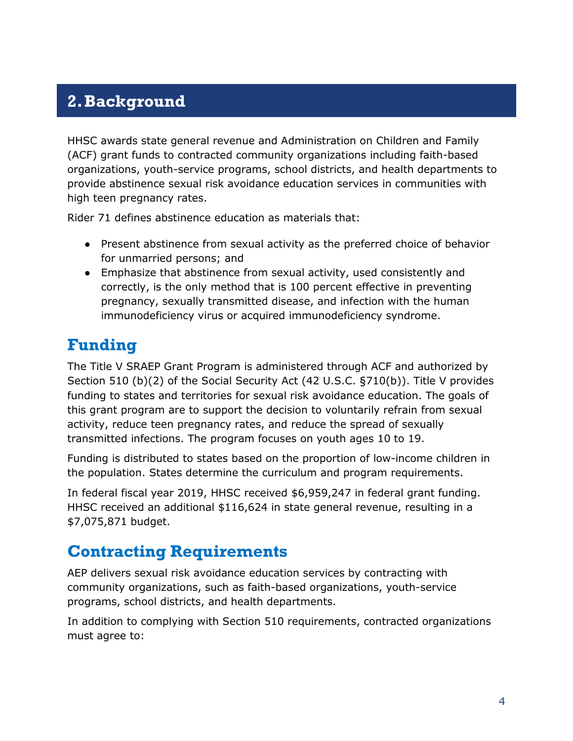## 2. Background

HHSC awards state general revenue and Administration on Children and Family (ACF) grant funds to contracted community organizations including faith-based organizations, youth-service programs, school districts, and health departments to provide abstinence sexual risk avoidance education services in communities with high teen pregnancy rates.

Rider 71 defines abstinence education as materials that:

- Present abstinence from sexual activity as the preferred choice of behavior for unmarried persons; and
- Emphasize that abstinence from sexual activity, used consistently and correctly, is the only method that is 100 percent effective in preventing pregnancy, sexually transmitted disease, and infection with the human immunodeficiency virus or acquired immunodeficiency syndrome.

### Funding

The Title V SRAEP Grant Program is administered through ACF and authorized by Section 510 (b)(2) of the Social Security Act (42 U.S.C. §710(b)). Title V provides funding to states and territories for sexual risk avoidance education. The goals of this grant program are to support the decision to voluntarily refrain from sexual activity, reduce teen pregnancy rates, and reduce the spread of sexually transmitted infections. The program focuses on youth ages 10 to 19.

Funding is distributed to states based on the proportion of low-income children in the population. States determine the curriculum and program requirements.

In federal fiscal year 2019, HHSC received $6,959,247 in federal grant funding. HHSC received an additional $116,624 in state general revenue, resulting in a $7,075,871 budget.

### Contracting Requirements

AEP delivers sexual risk avoidance education services by contracting with community organizations, such as faith-based organizations, youth-service programs, school districts, and health departments.

In addition to complying with Section 510 requirements, contracted organizations must agree to: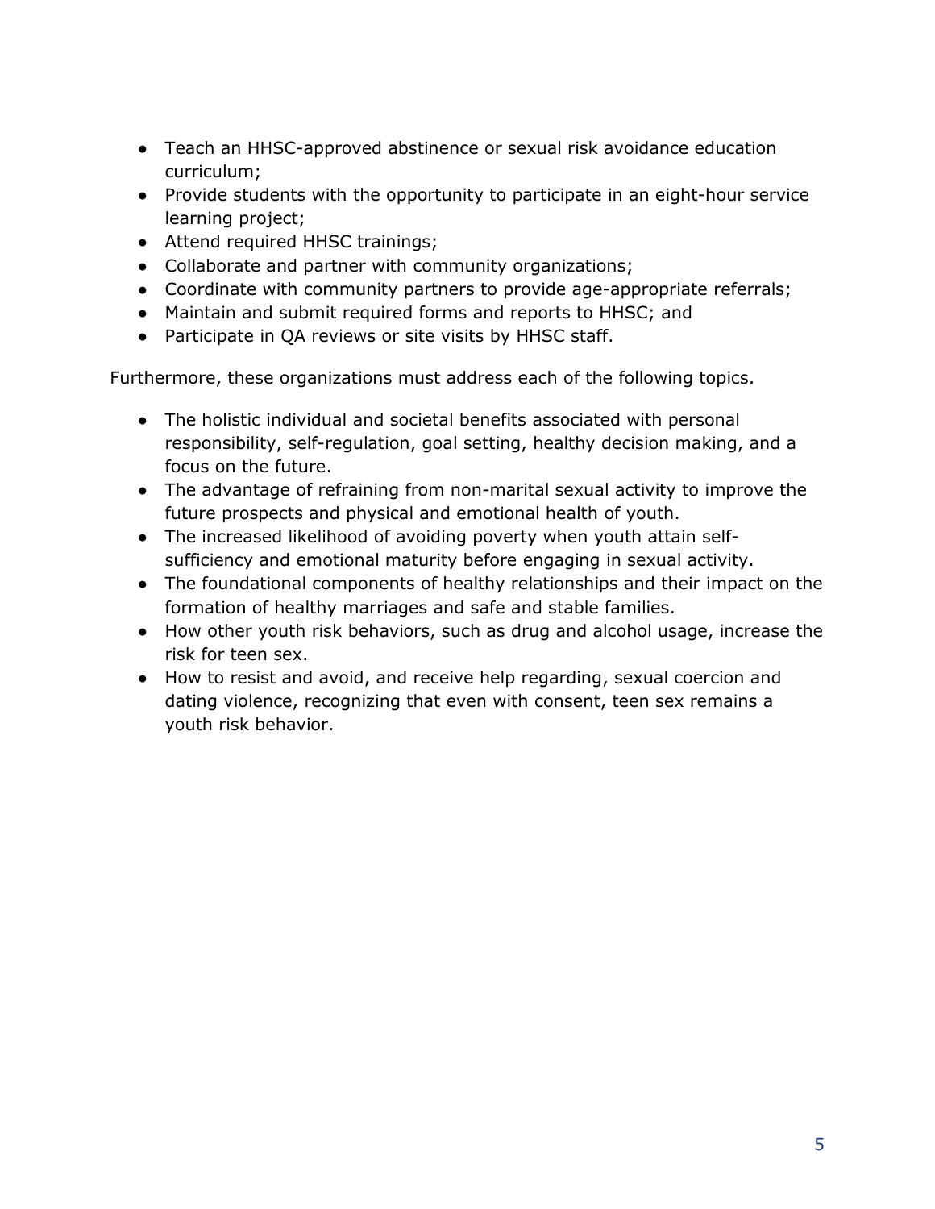- Teach an HHSC-approved abstinence or sexual risk avoidance education curriculum;
- Provide students with the opportunity to participate in an eight-hour service learning project;
- Attend required HHSC trainings;
- Collaborate and partner with community organizations;
- Coordinate with community partners to provide age-appropriate referrals;
- Maintain and submit required forms and reports to HHSC; and
- Participate in QA reviews or site visits by HHSC staff.

Furthermore, these organizations must address each of the following topics.

- The holistic individual and societal benefits associated with personal responsibility, self-regulation, goal setting, healthy decision making, and a focus on the future.
- The advantage of refraining from non-marital sexual activity to improve the future prospects and physical and emotional health of youth.
- The increased likelihood of avoiding poverty when youth attain self-sufficiency and emotional maturity before engaging in sexual activity.
- The foundational components of healthy relationships and their impact on the formation of healthy marriages and safe and stable families.
- How other youth risk behaviors, such as drug and alcohol usage, increase the risk for teen sex.
- How to resist and avoid, and receive help regarding, sexual coercion and dating violence, recognizing that even with consent, teen sex remains a youth risk behavior.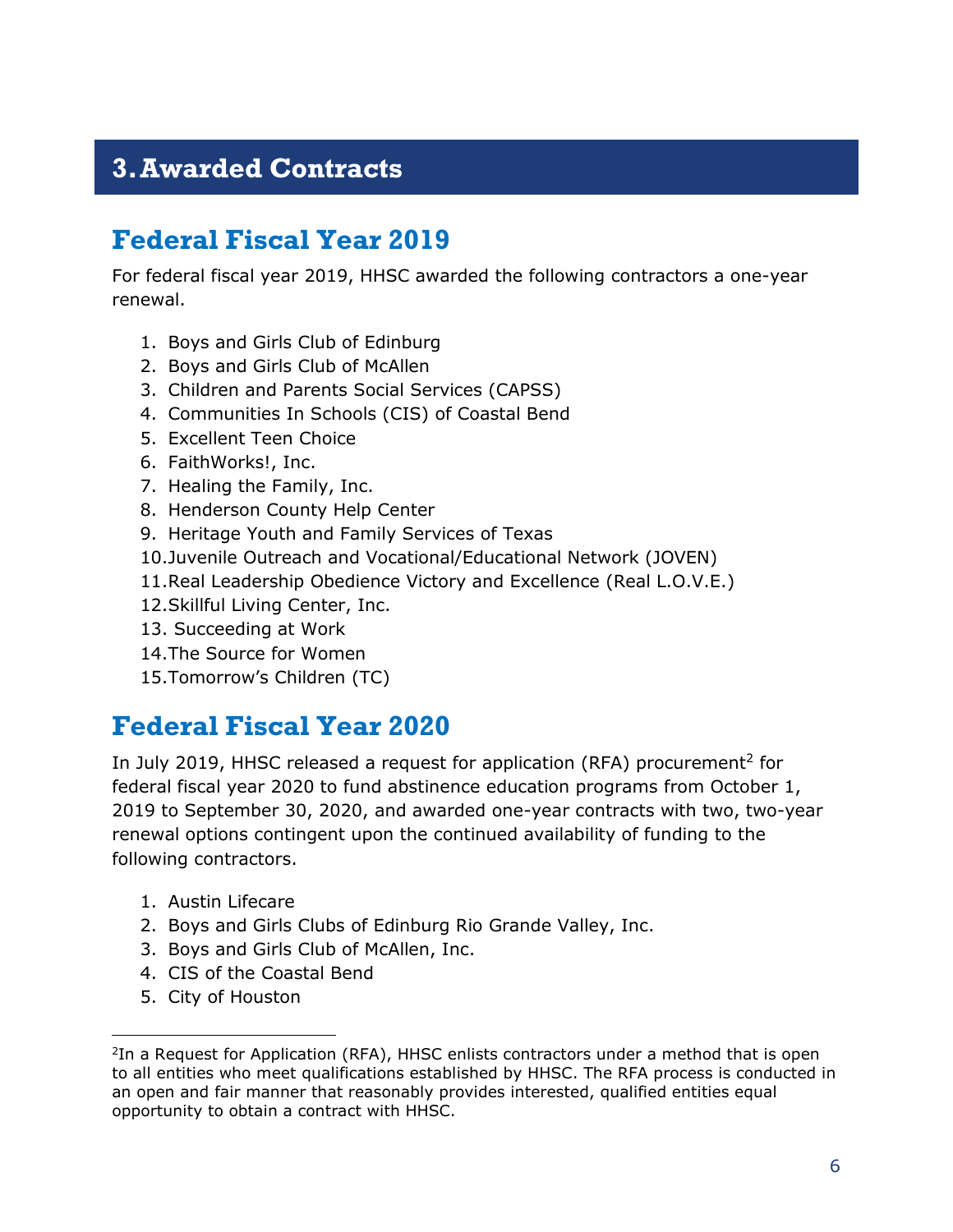# 3. Awarded Contracts

## Federal Fiscal Year 2019

For federal fiscal year 2019, HHSC awarded the following contractors a one-year renewal.

1. Boys and Girls Club of Edinburg
2. Boys and Girls Club of McAllen
3. Children and Parents Social Services (CAPSS)
4. Communities In Schools (CIS) of Coastal Bend
5. Excellent Teen Choice
6. FaithWorks!, Inc.
7. Healing the Family, Inc.
8. Henderson County Help Center
9. Heritage Youth and Family Services of Texas
10. Juvenile Outreach and Vocational/Educational Network (JOVEN)
11. Real Leadership Obedience Victory and Excellence (Real L.O.V.E.)
12. Skillful Living Center, Inc.
13. Succeeding at Work
14. The Source for Women
15. Tomorrow's Children (TC)

## Federal Fiscal Year 2020

In July 2019, HHSC released a request for application (RFA) procurement[2] for federal fiscal year 2020 to fund abstinence education programs from October 1, 2019 to September 30, 2020, and awarded one-year contracts with two, two-year renewal options contingent upon the continued availability of funding to the following contractors.

1. Austin Lifecare
2. Boys and Girls Clubs of Edinburg Rio Grande Valley, Inc.
3. Boys and Girls Club of McAllen, Inc.
4. CIS of the Coastal Bend
5. City of Houston

[2] In a Request for Application (RFA), HHSC enlists contractors under a method that is open to all entities who meet qualifications established by HHSC. The RFA process is conducted in an open and fair manner that reasonably provides interested, qualified entities equal opportunity to obtain a contract with HHSC.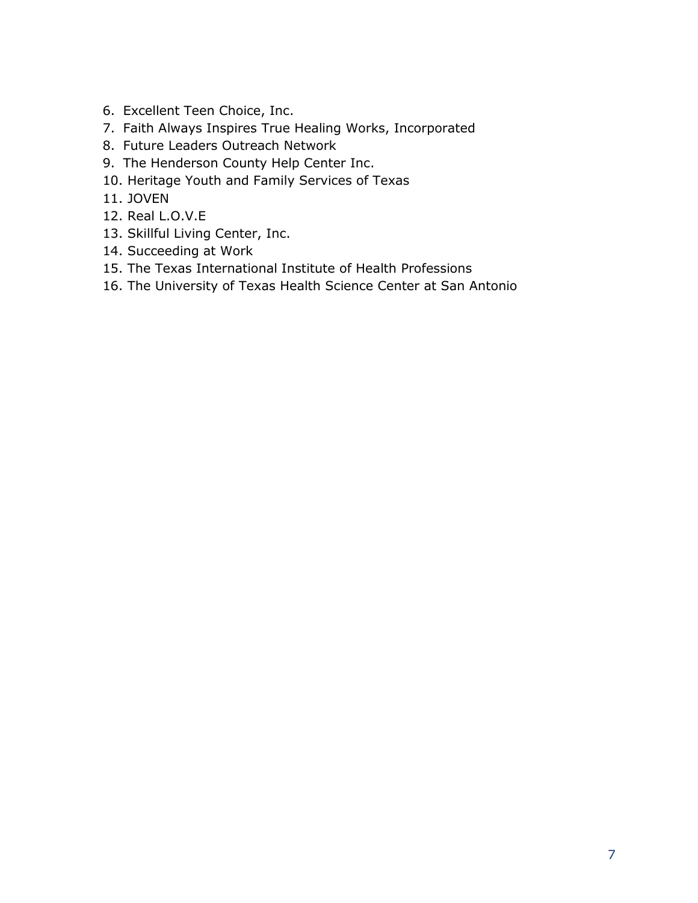6. Excellent Teen Choice, Inc.
7. Faith Always Inspires True Healing Works, Incorporated
8. Future Leaders Outreach Network
9. The Henderson County Help Center Inc.
10. Heritage Youth and Family Services of Texas
11. JOVEN
12. Real L.O.V.E
13. Skillful Living Center, Inc.
14. Succeeding at Work
15. The Texas International Institute of Health Professions
16. The University of Texas Health Science Center at San Antonio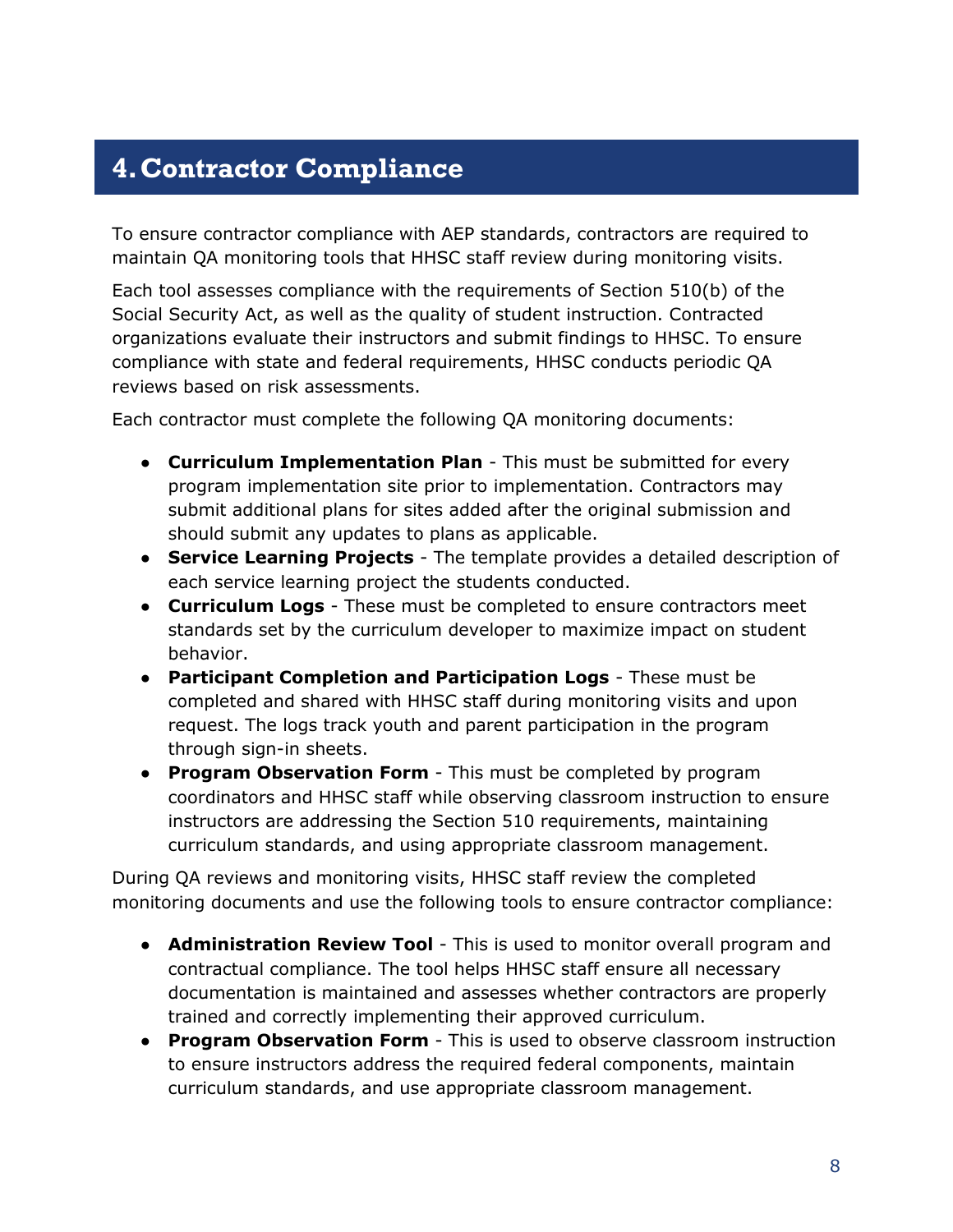# 4. Contractor Compliance

To ensure contractor compliance with AEP standards, contractors are required to maintain QA monitoring tools that HHSC staff review during monitoring visits.

Each tool assesses compliance with the requirements of Section 510(b) of the Social Security Act, as well as the quality of student instruction. Contracted organizations evaluate their instructors and submit findings to HHSC. To ensure compliance with state and federal requirements, HHSC conducts periodic QA reviews based on risk assessments.

Each contractor must complete the following QA monitoring documents:

- **Curriculum Implementation Plan** - This must be submitted for every program implementation site prior to implementation. Contractors may submit additional plans for sites added after the original submission and should submit any updates to plans as applicable.
- **Service Learning Projects** - The template provides a detailed description of each service learning project the students conducted.
- **Curriculum Logs** - These must be completed to ensure contractors meet standards set by the curriculum developer to maximize impact on student behavior.
- **Participant Completion and Participation Logs** - These must be completed and shared with HHSC staff during monitoring visits and upon request. The logs track youth and parent participation in the program through sign-in sheets.
- **Program Observation Form** - This must be completed by program coordinators and HHSC staff while observing classroom instruction to ensure instructors are addressing the Section 510 requirements, maintaining curriculum standards, and using appropriate classroom management.

During QA reviews and monitoring visits, HHSC staff review the completed monitoring documents and use the following tools to ensure contractor compliance:

- **Administration Review Tool** - This is used to monitor overall program and contractual compliance. The tool helps HHSC staff ensure all necessary documentation is maintained and assesses whether contractors are properly trained and correctly implementing their approved curriculum.
- **Program Observation Form** - This is used to observe classroom instruction to ensure instructors address the required federal components, maintain curriculum standards, and use appropriate classroom management.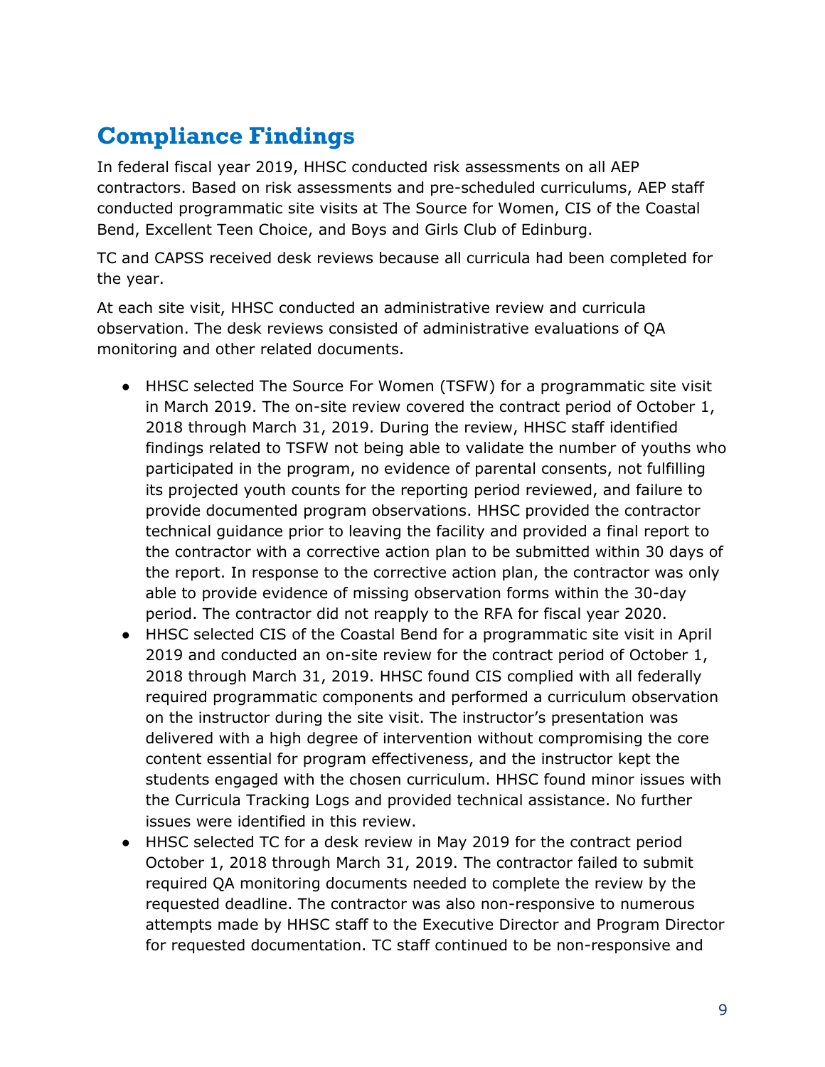## Compliance Findings

In federal fiscal year 2019, HHSC conducted risk assessments on all AEP contractors. Based on risk assessments and pre-scheduled curriculums, AEP staff conducted programmatic site visits at The Source for Women, CIS of the Coastal Bend, Excellent Teen Choice, and Boys and Girls Club of Edinburg.

TC and CAPSS received desk reviews because all curricula had been completed for the year.

At each site visit, HHSC conducted an administrative review and curricula observation. The desk reviews consisted of administrative evaluations of QA monitoring and other related documents.

- HHSC selected The Source For Women (TSFW) for a programmatic site visit in March 2019. The on-site review covered the contract period of October 1, 2018 through March 31, 2019. During the review, HHSC staff identified findings related to TSFW not being able to validate the number of youths who participated in the program, no evidence of parental consents, not fulfilling its projected youth counts for the reporting period reviewed, and failure to provide documented program observations. HHSC provided the contractor technical guidance prior to leaving the facility and provided a final report to the contractor with a corrective action plan to be submitted within 30 days of the report. In response to the corrective action plan, the contractor was only able to provide evidence of missing observation forms within the 30-day period. The contractor did not reapply to the RFA for fiscal year 2020.
- HHSC selected CIS of the Coastal Bend for a programmatic site visit in April 2019 and conducted an on-site review for the contract period of October 1, 2018 through March 31, 2019. HHSC found CIS complied with all federally required programmatic components and performed a curriculum observation on the instructor during the site visit. The instructor's presentation was delivered with a high degree of intervention without compromising the core content essential for program effectiveness, and the instructor kept the students engaged with the chosen curriculum. HHSC found minor issues with the Curricula Tracking Logs and provided technical assistance. No further issues were identified in this review.
- HHSC selected TC for a desk review in May 2019 for the contract period October 1, 2018 through March 31, 2019. The contractor failed to submit required QA monitoring documents needed to complete the review by the requested deadline. The contractor was also non-responsive to numerous attempts made by HHSC staff to the Executive Director and Program Director for requested documentation. TC staff continued to be non-responsive and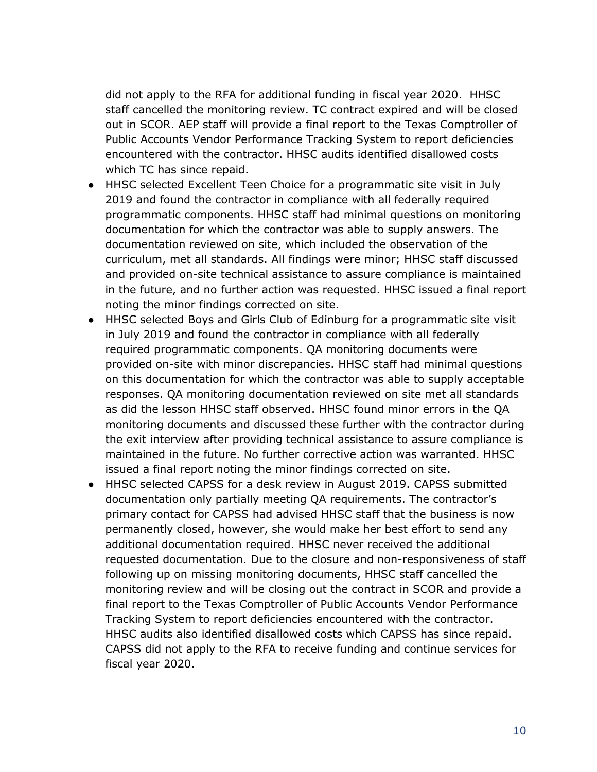did not apply to the RFA for additional funding in fiscal year 2020. HHSC staff cancelled the monitoring review. TC contract expired and will be closed out in SCOR. AEP staff will provide a final report to the Texas Comptroller of Public Accounts Vendor Performance Tracking System to report deficiencies encountered with the contractor. HHSC audits identified disallowed costs which TC has since repaid.

- HHSC selected Excellent Teen Choice for a programmatic site visit in July 2019 and found the contractor in compliance with all federally required programmatic components. HHSC staff had minimal questions on monitoring documentation for which the contractor was able to supply answers. The documentation reviewed on site, which included the observation of the curriculum, met all standards. All findings were minor; HHSC staff discussed and provided on-site technical assistance to assure compliance is maintained in the future, and no further action was requested. HHSC issued a final report noting the minor findings corrected on site.
- HHSC selected Boys and Girls Club of Edinburg for a programmatic site visit in July 2019 and found the contractor in compliance with all federally required programmatic components. QA monitoring documents were provided on-site with minor discrepancies. HHSC staff had minimal questions on this documentation for which the contractor was able to supply acceptable responses. QA monitoring documentation reviewed on site met all standards as did the lesson HHSC staff observed. HHSC found minor errors in the QA monitoring documents and discussed these further with the contractor during the exit interview after providing technical assistance to assure compliance is maintained in the future. No further corrective action was warranted. HHSC issued a final report noting the minor findings corrected on site.
- HHSC selected CAPSS for a desk review in August 2019. CAPSS submitted documentation only partially meeting QA requirements. The contractor's primary contact for CAPSS had advised HHSC staff that the business is now permanently closed, however, she would make her best effort to send any additional documentation required. HHSC never received the additional requested documentation. Due to the closure and non-responsiveness of staff following up on missing monitoring documents, HHSC staff cancelled the monitoring review and will be closing out the contract in SCOR and provide a final report to the Texas Comptroller of Public Accounts Vendor Performance Tracking System to report deficiencies encountered with the contractor. HHSC audits also identified disallowed costs which CAPSS has since repaid. CAPSS did not apply to the RFA to receive funding and continue services for fiscal year 2020.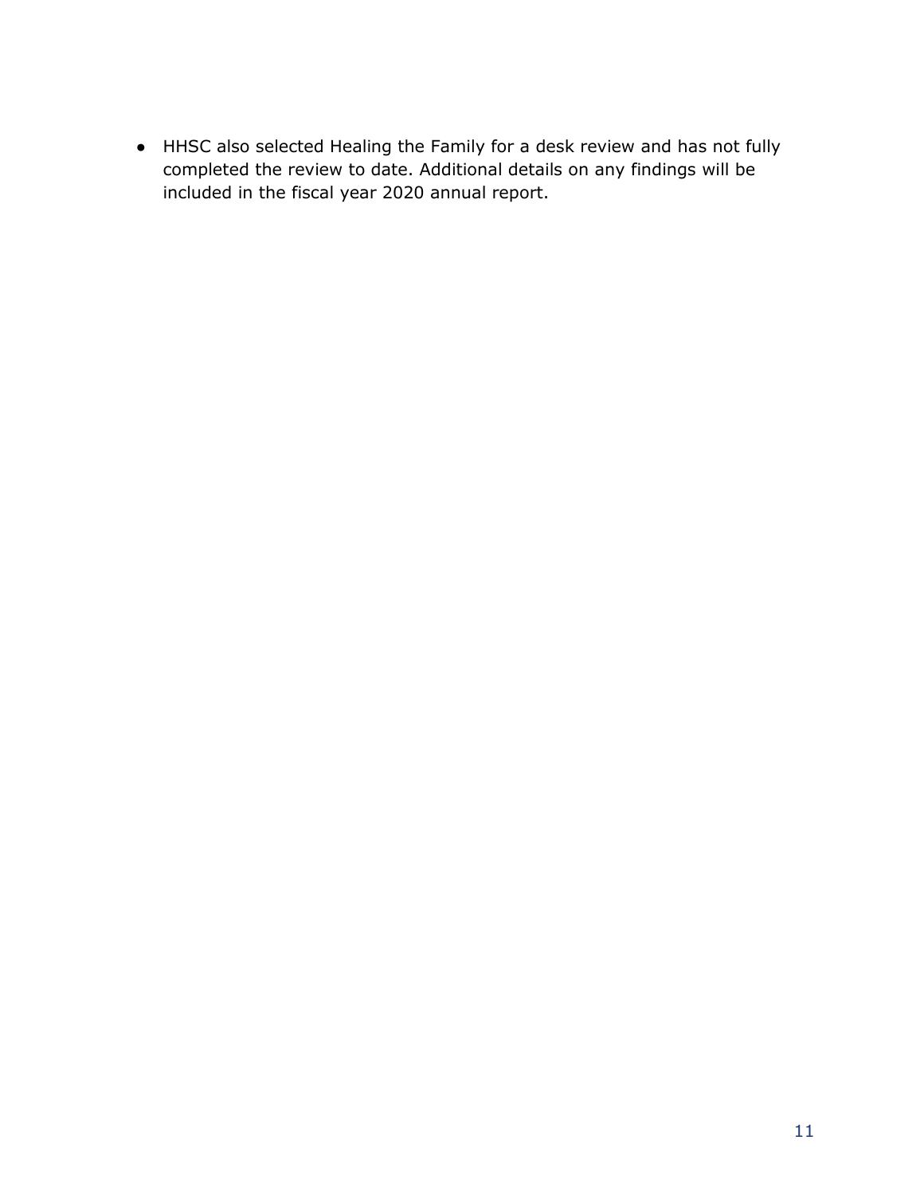- HHSC also selected Healing the Family for a desk review and has not fully completed the review to date. Additional details on any findings will be included in the fiscal year 2020 annual report.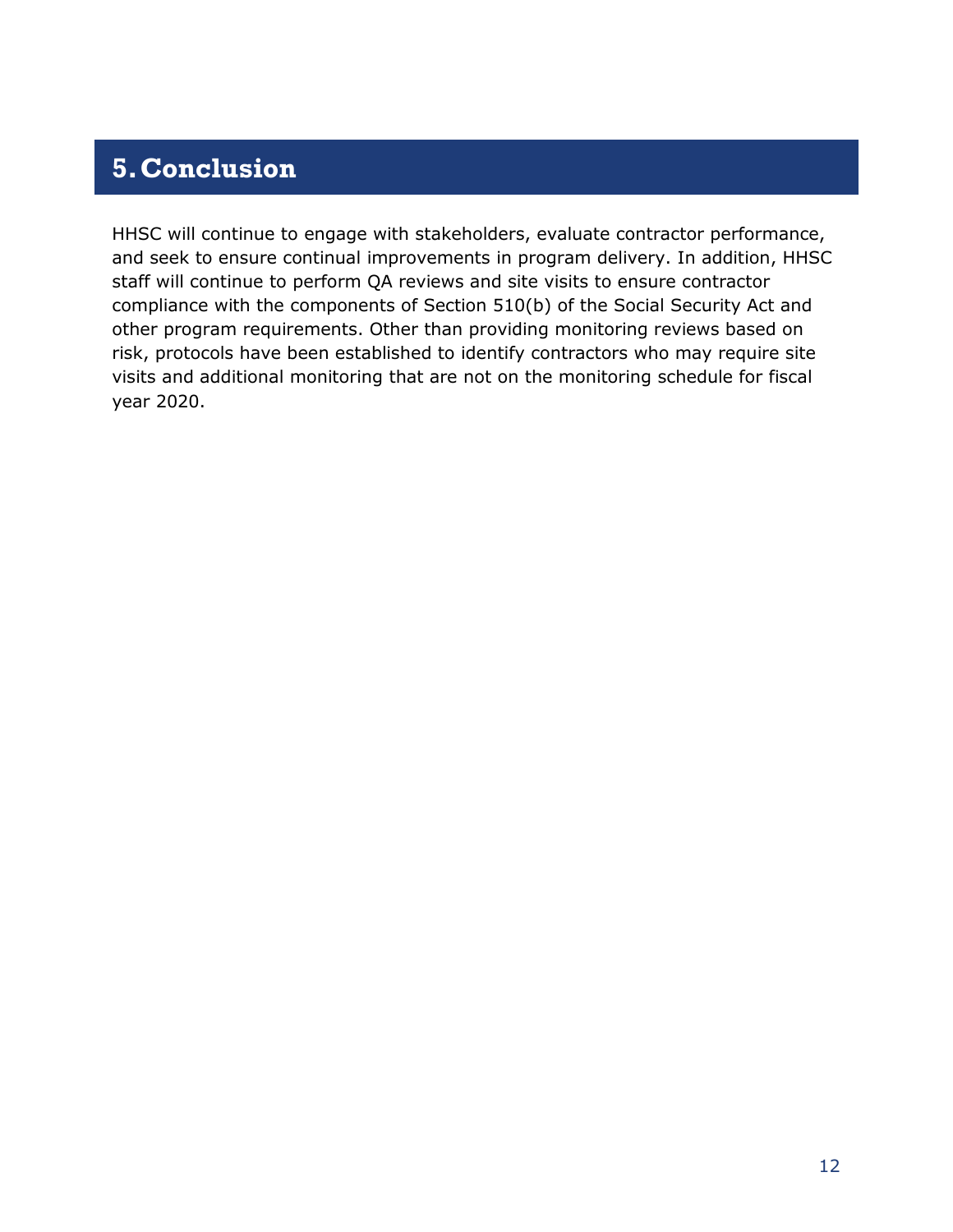# 5. Conclusion

HHSC will continue to engage with stakeholders, evaluate contractor performance, and seek to ensure continual improvements in program delivery. In addition, HHSC staff will continue to perform QA reviews and site visits to ensure contractor compliance with the components of Section 510(b) of the Social Security Act and other program requirements. Other than providing monitoring reviews based on risk, protocols have been established to identify contractors who may require site visits and additional monitoring that are not on the monitoring schedule for fiscal year 2020.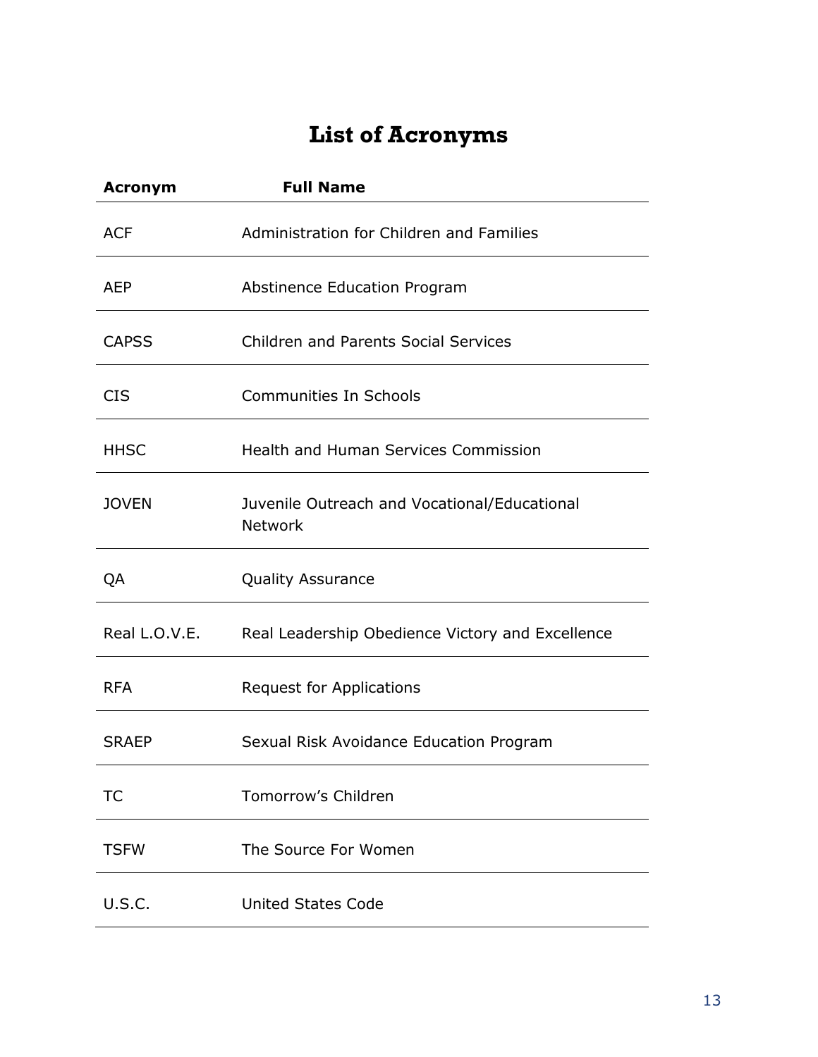# List of Acronyms

| Acronym | Full Name |
|---|---|
| ACF | Administration for Children and Families |
| AEP | Abstinence Education Program |
| CAPSS | Children and Parents Social Services |
| CIS | Communities In Schools |
| HHSC | Health and Human Services Commission |
| JOVEN | Juvenile Outreach and Vocational/Educational Network |
| QA | Quality Assurance |
| Real L.O.V.E. | Real Leadership Obedience Victory and Excellence |
| RFA | Request for Applications |
| SRAEP | Sexual Risk Avoidance Education Program |
| TC | Tomorrow's Children |
| TSFW | The Source For Women |
| U.S.C. | United States Code |